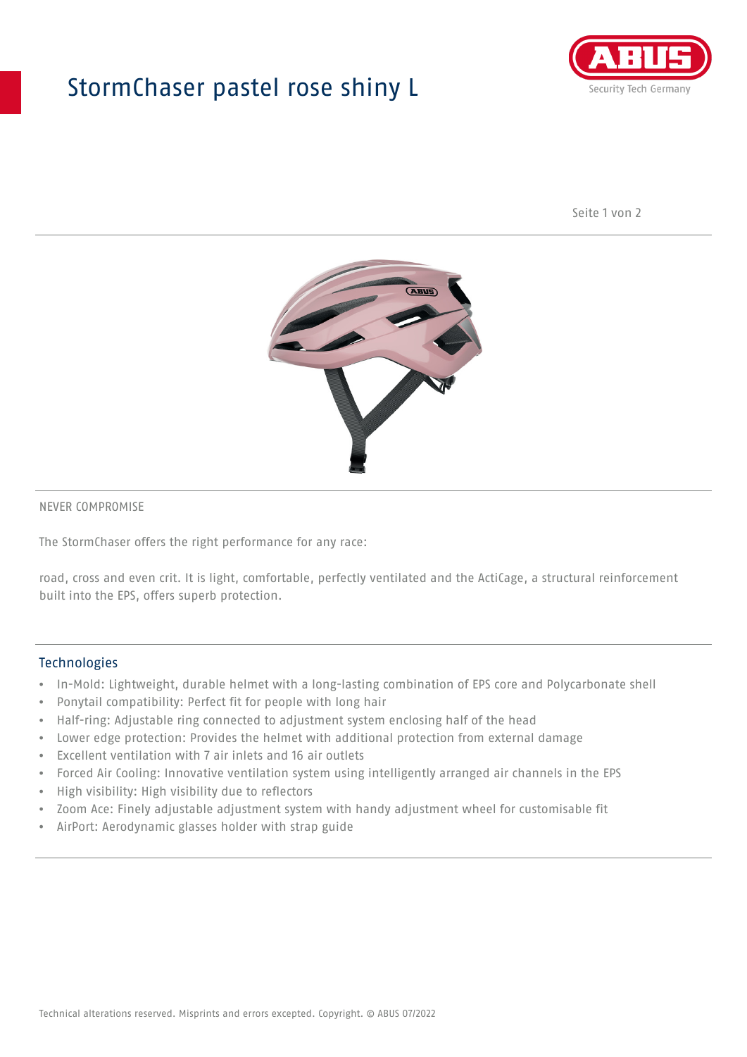# StormChaser pastel rose shiny L

NEVER COMPROMISE

The StormChaser offers the right performance for any race:

road, cross and even crit. It is light, comfortable, perfectly ventilated and the ActiCage, a structural reinforcement built into the EPS, offers superb protection.

## Technologies

- In-Mold: Lightweight, durable helmet with a long-lasting combination of EPS core and Polycarbonate shell
- Ponytail compatibility: Perfect fit for people with long hair
- Half-ring: Adjustable ring connected to adjustment system enclosing half of the head
- Lower edge protection: Provides the helmet with additional protection from external damage
- Excellent ventilation with 7 air inlets and 16 air outlets
- Forced Air Cooling: Innovative ventilation system using intelligently arranged air channels in the EPS
- High visibility: High visibility due to reflectors
- Zoom Ace: Finely adjustable adjustment system with handy adjustment wheel for customisable fit
- AirPort: Aerodynamic glasses holder with strap guide

Technical alterations reserved. Misprints and errors excepted. Copyright. © ABUS 07/2022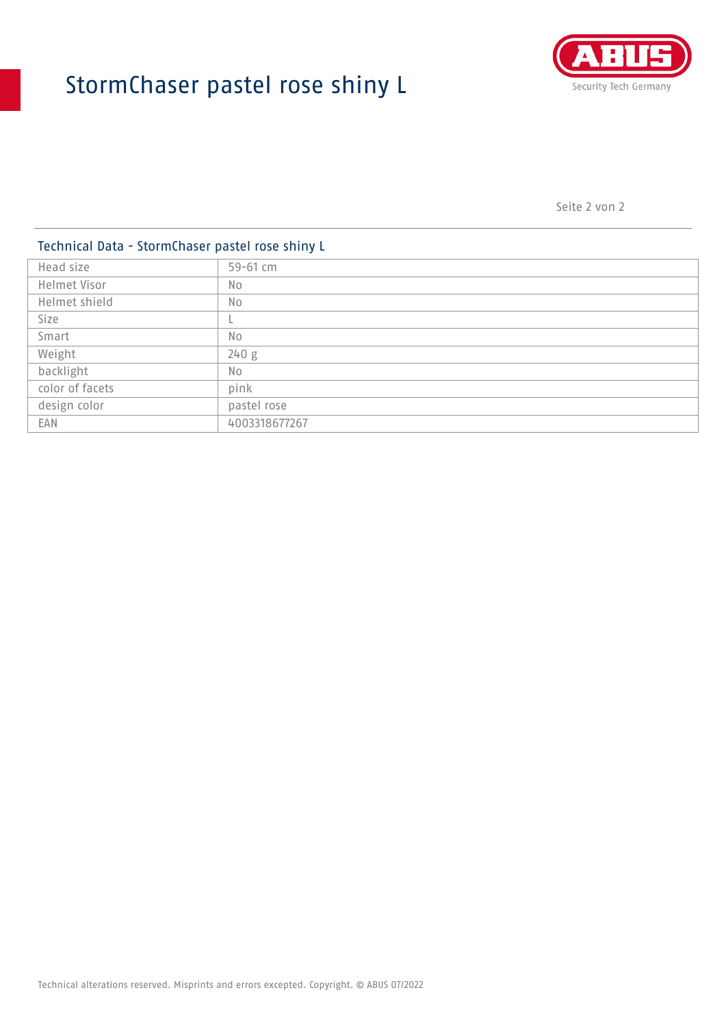# StormChaser pastel rose shiny L

## Technical Data - StormChaser pastel rose shiny L

| | |
|---|---|
| Head size | 59-61 cm |
| Helmet Visor | No |
| Helmet shield | No |
| Size | L |
| Smart | No |
| Weight | 240 g |
| backlight | No |
| color of facets | pink |
| design color | pastel rose |
| EAN | 4003318677267 |

Technical alterations reserved. Misprints and errors excepted. Copyright. © ABUS 07/2022